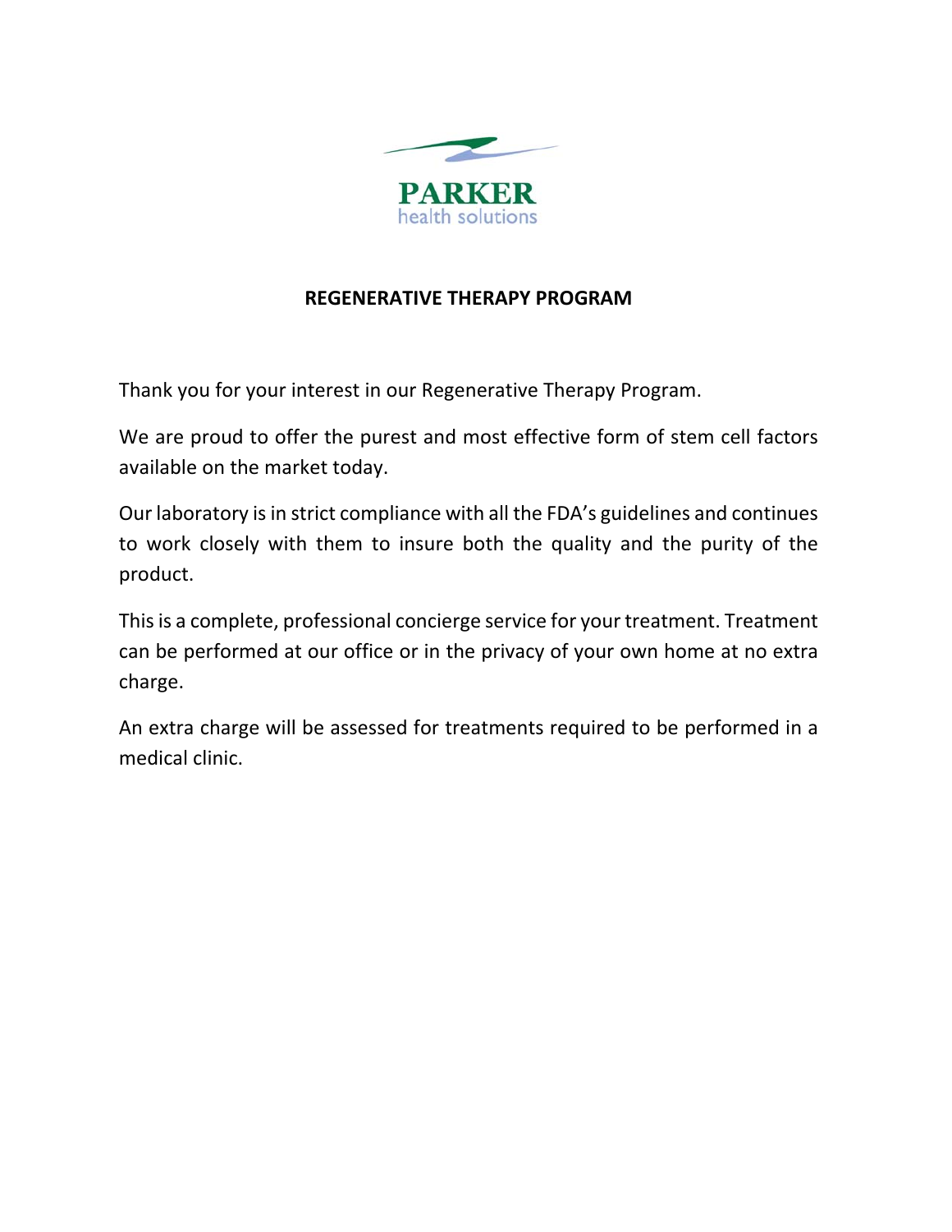**PARKER**
health solutions

# REGENERATIVE THERAPY PROGRAM

Thank you for your interest in our Regenerative Therapy Program.

We are proud to offer the purest and most effective form of stem cell factors available on the market today.

Our laboratory is in strict compliance with all the FDA's guidelines and continues to work closely with them to insure both the quality and the purity of the product.

This is a complete, professional concierge service for your treatment. Treatment can be performed at our office or in the privacy of your own home at no extra charge.

An extra charge will be assessed for treatments required to be performed in a medical clinic.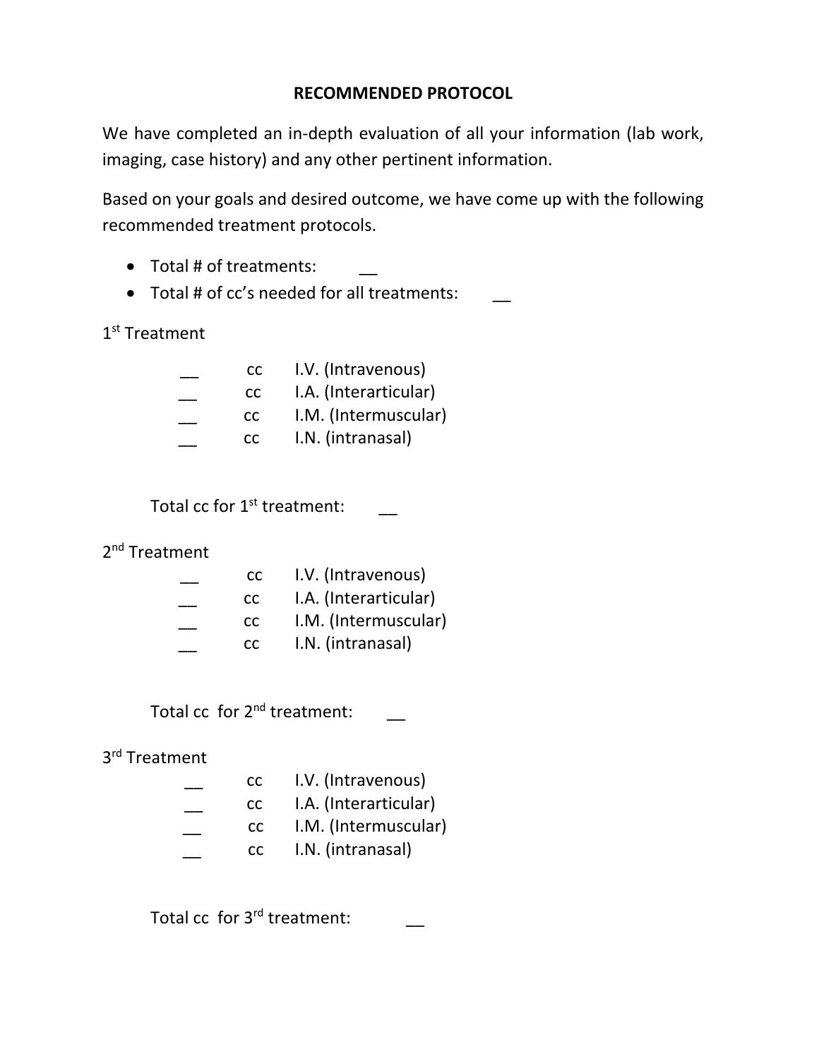# RECOMMENDED PROTOCOL

We have completed an in-depth evaluation of all your information (lab work, imaging, case history) and any other pertinent information.

Based on your goals and desired outcome, we have come up with the following recommended treatment protocols.

- Total # of treatments: __
- Total # of cc's needed for all treatments: __

1st Treatment

| | | |
|---|---|---|
| __ | cc | I.V. (Intravenous) |
| __ | cc | I.A. (Interarticular) |
| __ | cc | I.M. (Intermuscular) |
| __ | cc | I.N. (intranasal) |

Total cc for 1st treatment: __

2nd Treatment

| | | |
|---|---|---|
| __ | cc | I.V. (Intravenous) |
| __ | cc | I.A. (Interarticular) |
| __ | cc | I.M. (Intermuscular) |
| __ | cc | I.N. (intranasal) |

Total cc for 2nd treatment: __

3rd Treatment

| | | |
|---|---|---|
| __ | cc | I.V. (Intravenous) |
| __ | cc | I.A. (Interarticular) |
| __ | cc | I.M. (Intermuscular) |
| __ | cc | I.N. (intranasal) |

Total cc for 3rd treatment: __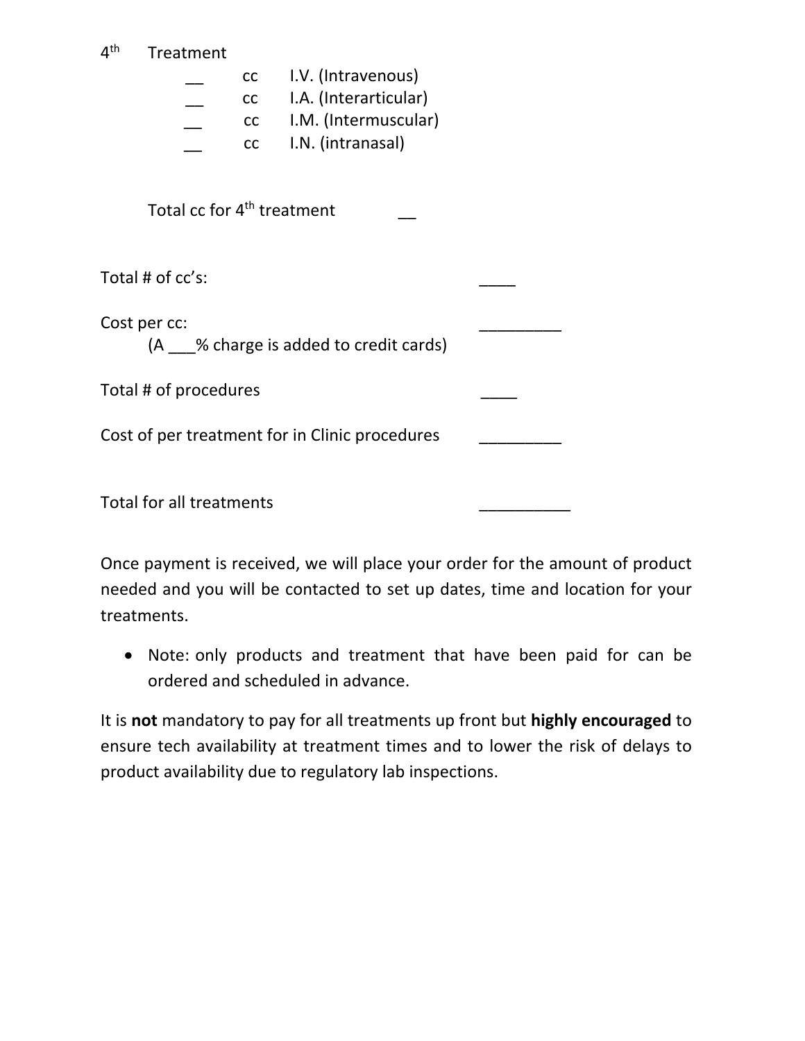4th Treatment

| | | |
|---|---|---|
| __ | cc | I.V. (Intravenous) |
| __ | cc | I.A. (Interarticular) |
| __ | cc | I.M. (Intermuscular) |
| __ | cc | I.N. (intranasal) |

Total cc for 4th treatment __

Total # of cc's: ____

Cost per cc: _________
(A ___% charge is added to credit cards)

Total # of procedures ____

Cost of per treatment for in Clinic procedures _________

Total for all treatments __________

Once payment is received, we will place your order for the amount of product needed and you will be contacted to set up dates, time and location for your treatments.

- Note: only products and treatment that have been paid for can be ordered and scheduled in advance.

It is **not** mandatory to pay for all treatments up front but **highly encouraged** to ensure tech availability at treatment times and to lower the risk of delays to product availability due to regulatory lab inspections.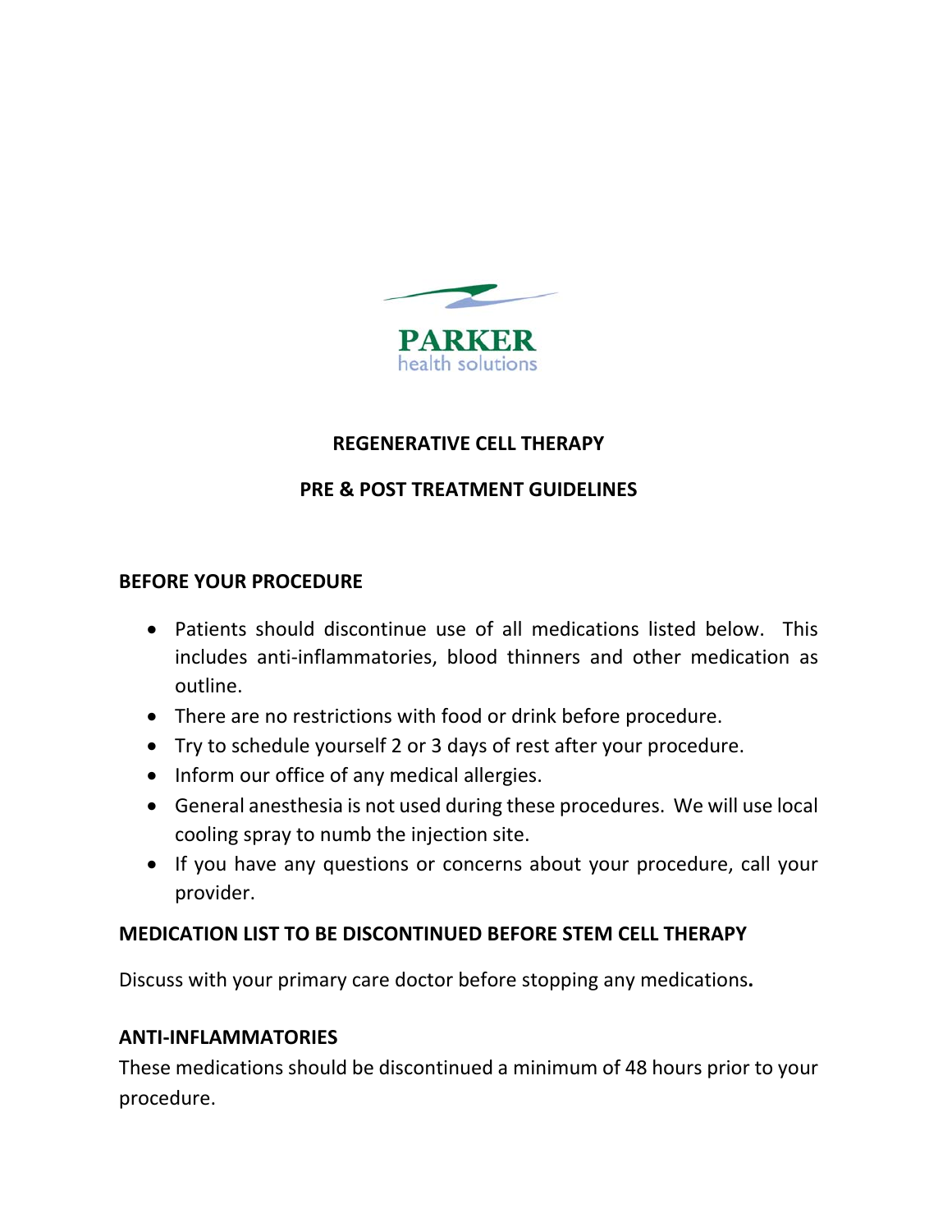PARKER
health solutions

**REGENERATIVE CELL THERAPY**

**PRE & POST TREATMENT GUIDELINES**

**BEFORE YOUR PROCEDURE**

- Patients should discontinue use of all medications listed below. This includes anti-inflammatories, blood thinners and other medication as outline.
- There are no restrictions with food or drink before procedure.
- Try to schedule yourself 2 or 3 days of rest after your procedure.
- Inform our office of any medical allergies.
- General anesthesia is not used during these procedures. We will use local cooling spray to numb the injection site.
- If you have any questions or concerns about your procedure, call your provider.

**MEDICATION LIST TO BE DISCONTINUED BEFORE STEM CELL THERAPY**

Discuss with your primary care doctor before stopping any medications**.**

**ANTI-INFLAMMATORIES**

These medications should be discontinued a minimum of 48 hours prior to your procedure.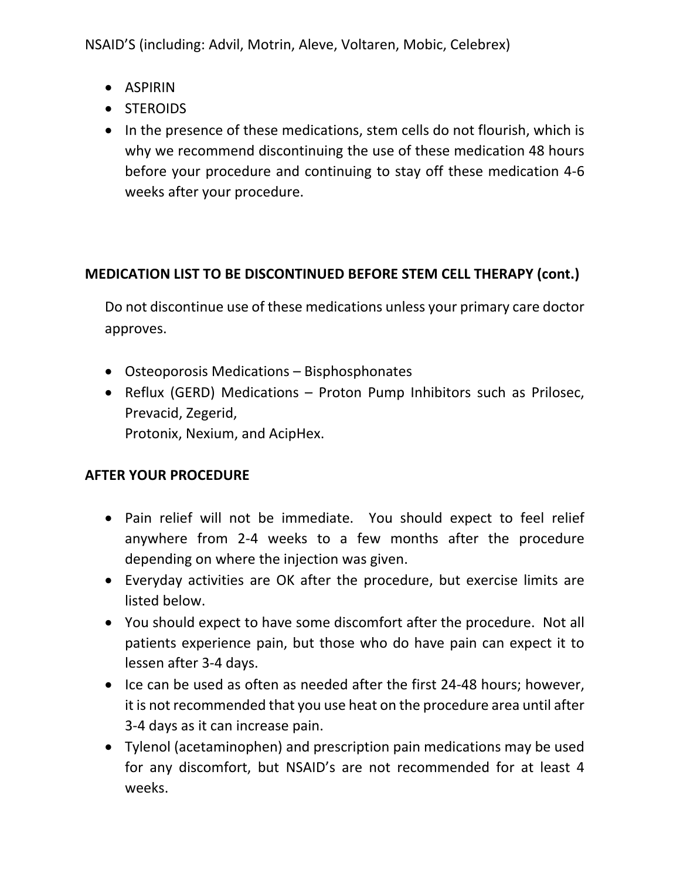NSAID'S (including: Advil, Motrin, Aleve, Voltaren, Mobic, Celebrex)

- ASPIRIN
- STEROIDS
- In the presence of these medications, stem cells do not flourish, which is why we recommend discontinuing the use of these medication 48 hours before your procedure and continuing to stay off these medication 4-6 weeks after your procedure.

**MEDICATION LIST TO BE DISCONTINUED BEFORE STEM CELL THERAPY (cont.)**

Do not discontinue use of these medications unless your primary care doctor approves.

- Osteoporosis Medications – Bisphosphonates
- Reflux (GERD) Medications – Proton Pump Inhibitors such as Prilosec, Prevacid, Zegerid,
  Protonix, Nexium, and AcipHex.

**AFTER YOUR PROCEDURE**

- Pain relief will not be immediate. You should expect to feel relief anywhere from 2-4 weeks to a few months after the procedure depending on where the injection was given.
- Everyday activities are OK after the procedure, but exercise limits are listed below.
- You should expect to have some discomfort after the procedure. Not all patients experience pain, but those who do have pain can expect it to lessen after 3-4 days.
- Ice can be used as often as needed after the first 24-48 hours; however, it is not recommended that you use heat on the procedure area until after 3-4 days as it can increase pain.
- Tylenol (acetaminophen) and prescription pain medications may be used for any discomfort, but NSAID's are not recommended for at least 4 weeks.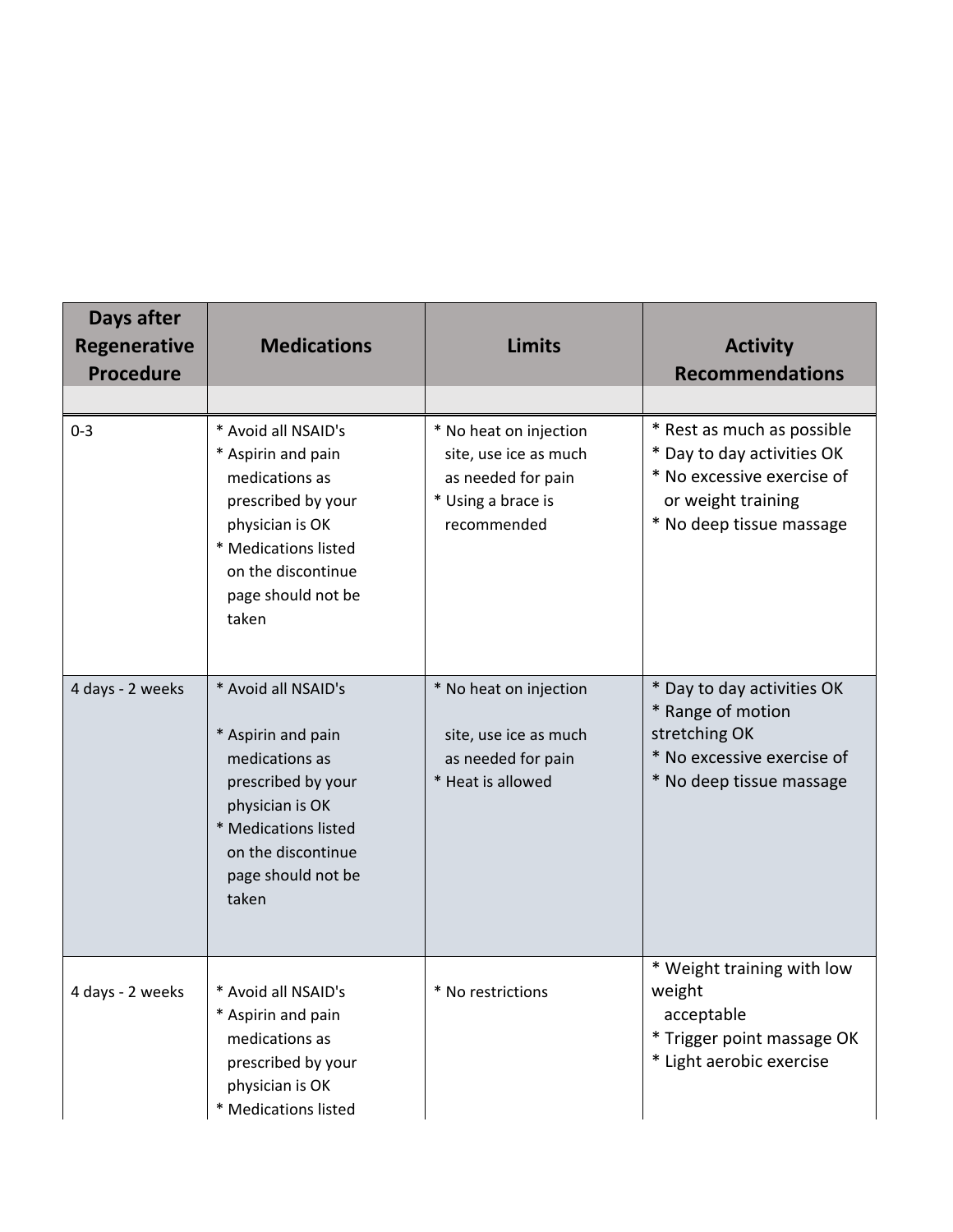| Days after Regenerative Procedure | Medications | Limits | Activity Recommendations |
|---|---|---|---|
| | | | |
| 0-3 | * Avoid all NSAID's<br>* Aspirin and pain medications as prescribed by your physician is OK<br>* Medications listed on the discontinue page should not be taken | * No heat on injection site, use ice as much as needed for pain<br>* Using a brace is recommended | * Rest as much as possible<br>* Day to day activities OK<br>* No excessive exercise of or weight training<br>* No deep tissue massage |
| 4 days - 2 weeks | * Avoid all NSAID's<br><br>* Aspirin and pain medications as prescribed by your physician is OK<br>* Medications listed on the discontinue page should not be taken | * No heat on injection<br><br>site, use ice as much as needed for pain<br>* Heat is allowed | * Day to day activities OK<br>* Range of motion stretching OK<br>* No excessive exercise of<br>* No deep tissue massage |
| 4 days - 2 weeks | * Avoid all NSAID's<br>* Aspirin and pain medications as prescribed by your physician is OK<br>* Medications listed | * No restrictions | * Weight training with low weight acceptable<br>* Trigger point massage OK<br>* Light aerobic exercise |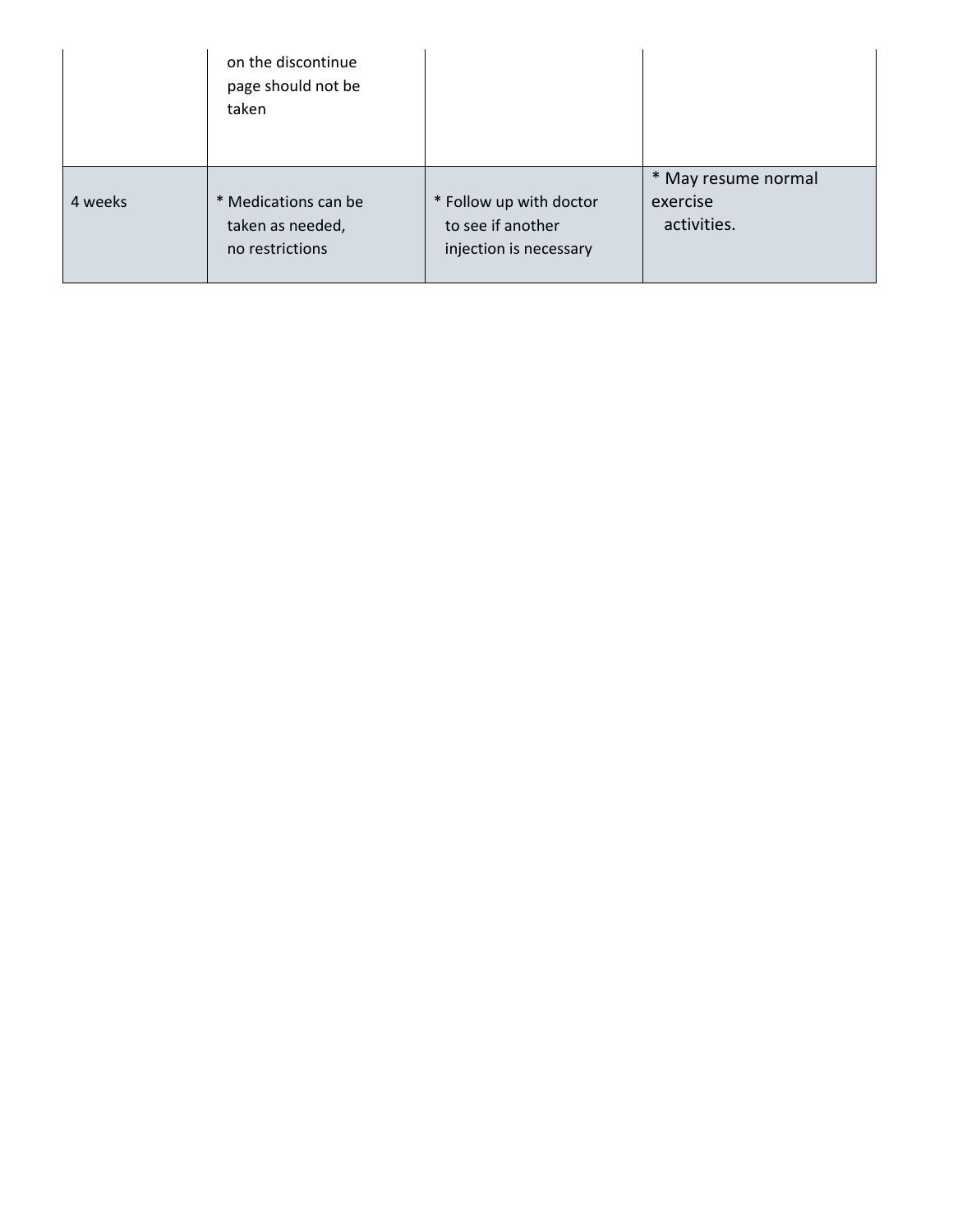| | | | |
|---|---|---|---|
| | on the discontinue page should not be taken | | |
| 4 weeks | * Medications can be taken as needed, no restrictions | * Follow up with doctor to see if another injection is necessary | * May resume normal exercise activities. |